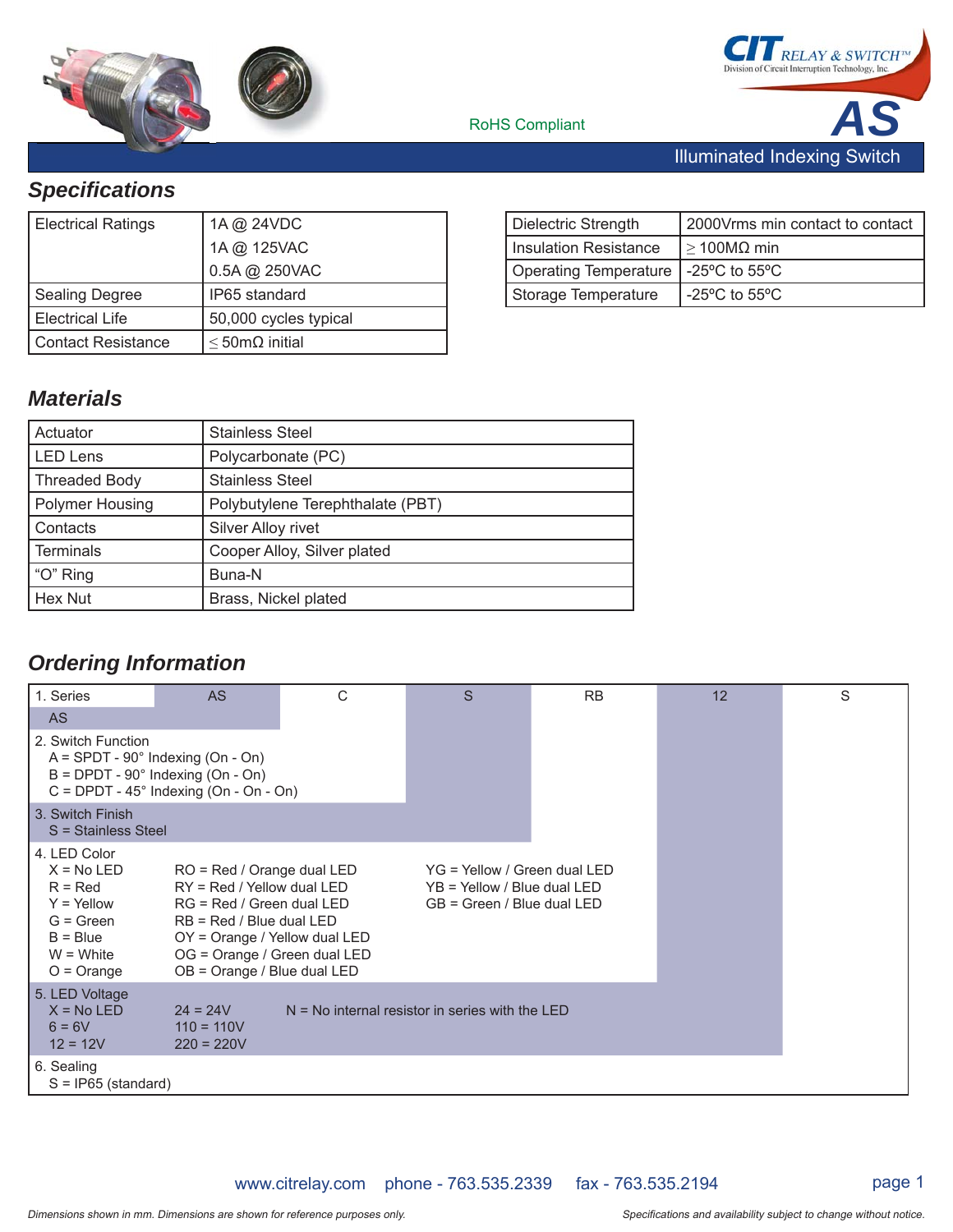CIT RELAY & SWITCH™
Division of Circuit Interruption Technology, Inc.

RoHS Compliant

# AS

## Illuminated Indexing Switch

## *Specifications*

| | |
|---|---|
| Electrical Ratings | 1A @ 24VDC<br>1A @ 125VAC<br>0.5A @ 250VAC |
| Sealing Degree | IP65 standard |
| Electrical Life | 50,000 cycles typical |
| Contact Resistance | ≤ 50mΩ initial |

| | |
|---|---|
| Dielectric Strength | 2000Vrms min contact to contact |
| Insulation Resistance | ≥ 100MΩ min |
| Operating Temperature | -25ºC to 55ºC |
| Storage Temperature | -25ºC to 55ºC |

## *Materials*

| | |
|---|---|
| Actuator | Stainless Steel |
| LED Lens | Polycarbonate (PC) |
| Threaded Body | Stainless Steel |
| Polymer Housing | Polybutylene Terephthalate (PBT) |
| Contacts | Silver Alloy rivet |
| Terminals | Cooper Alloy, Silver plated |
| "O" Ring | Buna-N |
| Hex Nut | Brass, Nickel plated |

## *Ordering Information*

| AS | C | S | RB | 12 | S |
|---|---|---|---|---|---|

1. Series
   - AS

2. Switch Function
   - A = SPDT - 90° Indexing (On - On)
   - B = DPDT - 90° Indexing (On - On)
   - C = DPDT - 45° Indexing (On - On - On)

3. Switch Finish
   - S = Stainless Steel

4. LED Color

| | | |
|---|---|---|
| X = No LED | RO = Red / Orange dual LED | YG = Yellow / Green dual LED |
| R = Red | RY = Red / Yellow dual LED | YB = Yellow / Blue dual LED |
| Y = Yellow | RG = Red / Green dual LED | GB = Green / Blue dual LED |
| G = Green | RB = Red / Blue dual LED | |
| B = Blue | OY = Orange / Yellow dual LED | |
| W = White | OG = Orange / Green dual LED | |
| O = Orange | OB = Orange / Blue dual LED | |

5. LED Voltage

| | | |
|---|---|---|
| X = No LED | 24 = 24V | N = No internal resistor in series with the LED |
| 6 = 6V | 110 = 110V | |
| 12 = 12V | 220 = 220V | |

6. Sealing
   - S = IP65 (standard)

www.citrelay.com phone - 763.535.2339 fax - 763.535.2194

*Dimensions shown in mm. Dimensions are shown for reference purposes only.*

*Specifications and availability subject to change without notice.*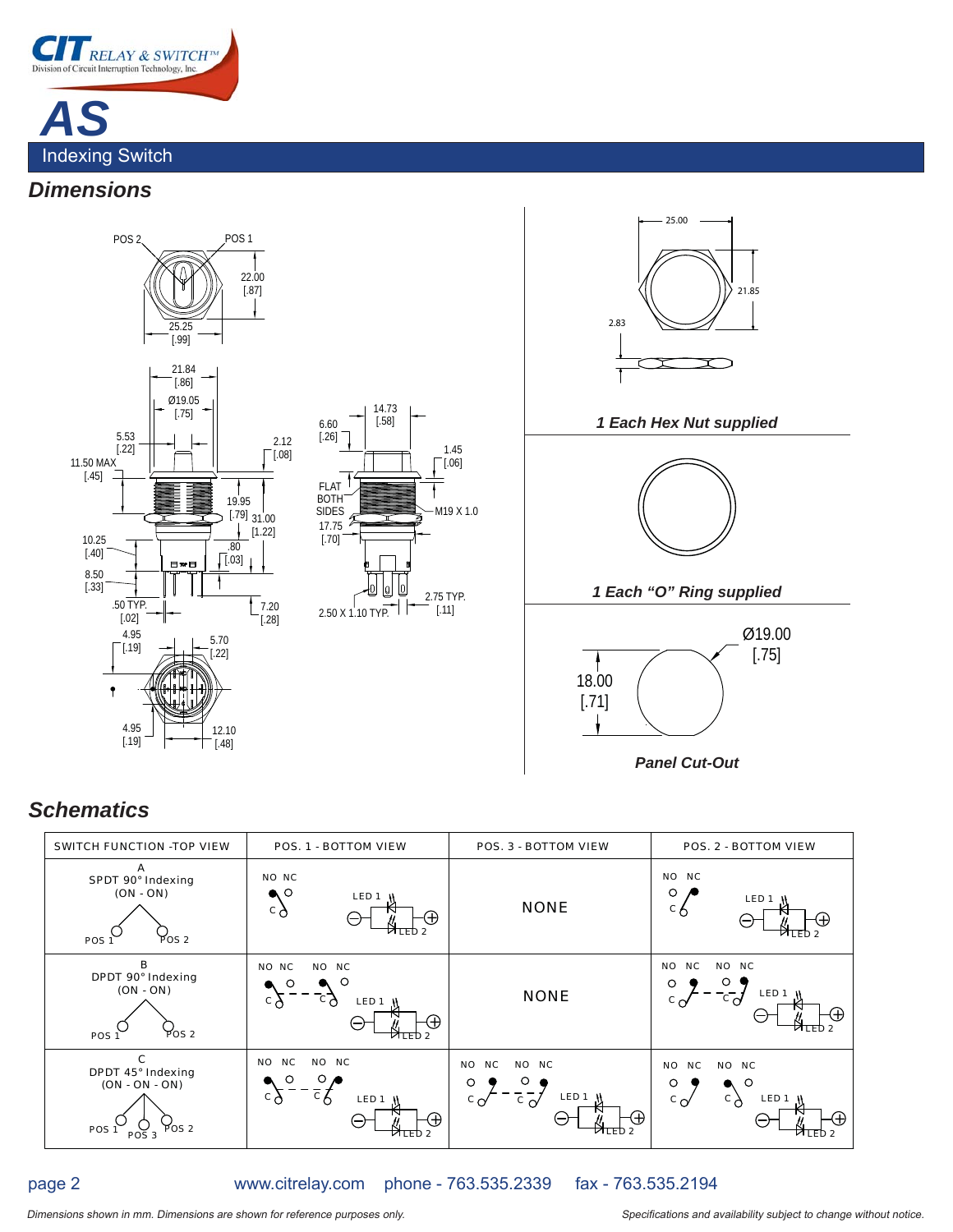# AS

Indexing Switch

## Dimensions

POS 2 POS 1

22.00 [.87]

25.25 [.99]

21.84 [.86]

Ø19.05 [.75]

5.53 [.22]

11.50 MAX [.45]

2.12 [.08]

19.95 [.79]

31.00 [1.22]

10.25 [.40]

.80 [.03]

8.50 [.33]

.50 TYP. [.02]

7.20 [.28]

4.95 [.19]

5.70 [.22]

4.95 [.19]

12.10 [.48]

6.60 [.26]

14.73 [.58]

1.45 [.06]

FLAT BOTH SIDES

M19 X 1.0

17.75 [.70]

2.50 X 1.10 TYP.

2.75 TYP. [.11]

25.00

21.85

2.83

***1 Each Hex Nut supplied***

***1 Each "O" Ring supplied***

Ø19.00 [.75]

18.00 [.71]

***Panel Cut-Out***

## Schematics

| SWITCH FUNCTION -TOP VIEW | POS. 1 - BOTTOM VIEW | POS. 3 - BOTTOM VIEW | POS. 2 - BOTTOM VIEW |
|---|---|---|---|
| A SPDT 90° Indexing (ON - ON) POS 1 POS 2 | NO NC C LED 1 LED 2 | NONE | NO NC C LED 1 LED 2 |
| B DPDT 90° Indexing (ON - ON) POS 1 POS 2 | NO NC NO NC C C LED 1 LED 2 | NONE | NO NC NO NC C C LED 1 LED 2 |
| C DPDT 45° Indexing (ON - ON - ON) POS 1 POS 3 POS 2 | NO NC NO NC C C LED 1 LED 2 | NO NC NO NC C C LED 1 LED 2 | NO NC NO NC C C LED 1 LED 2 |

www.citrelay.com phone - 763.535.2339 fax - 763.535.2194

*Dimensions shown in mm. Dimensions are shown for reference purposes only.*

*Specifications and availability subject to change without notice.*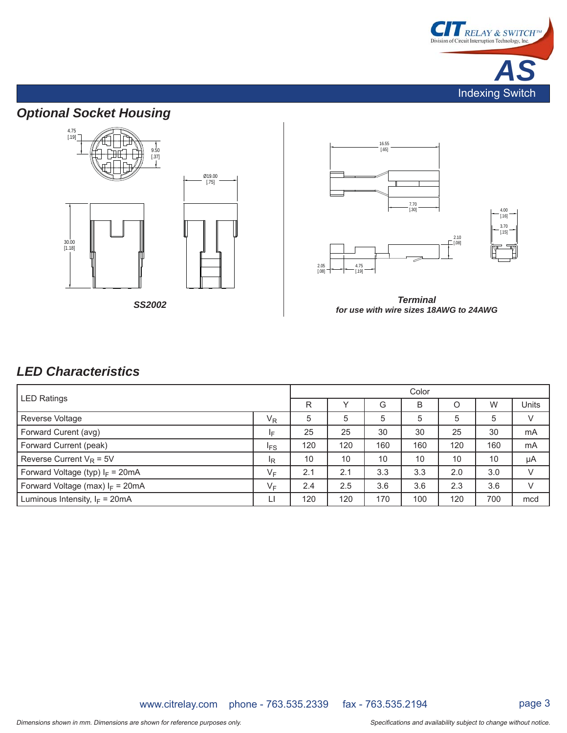## Optional Socket Housing

4.75
[.19]

9.50
[.37]

Ø19.00
[.75]

30.00
[1.18]

***SS2002***

16.55
[.65]

7.70
[.30]

4.00
[.16]

3.70
[.15]

2.10
[.08]

2.05
[.08]

4.75
[.19]

***Terminal***
***for use with wire sizes 18AWG to 24AWG***

## LED Characteristics

| LED Ratings | | Color | | | | | | |
|---|---|---|---|---|---|---|---|---|
| | | R | Y | G | B | O | W | Units |
| Reverse Voltage | $V_R$ | 5 | 5 | 5 | 5 | 5 | 5 | V |
| Forward Curent (avg) | $I_F$ | 25 | 25 | 30 | 30 | 25 | 30 | mA |
| Forward Current (peak) | $I_{FS}$ | 120 | 120 | 160 | 160 | 120 | 160 | mA |
| Reverse Current $V_R$ = 5V | $I_R$ | 10 | 10 | 10 | 10 | 10 | 10 | μA |
| Forward Voltage (typ) $I_F$ = 20mA | $V_F$ | 2.1 | 2.1 | 3.3 | 3.3 | 2.0 | 3.0 | V |
| Forward Voltage (max) $I_F$ = 20mA | $V_F$ | 2.4 | 2.5 | 3.6 | 3.6 | 2.3 | 3.6 | V |
| Luminous Intensity, $I_F$ = 20mA | LI | 120 | 120 | 170 | 100 | 120 | 700 | mcd |